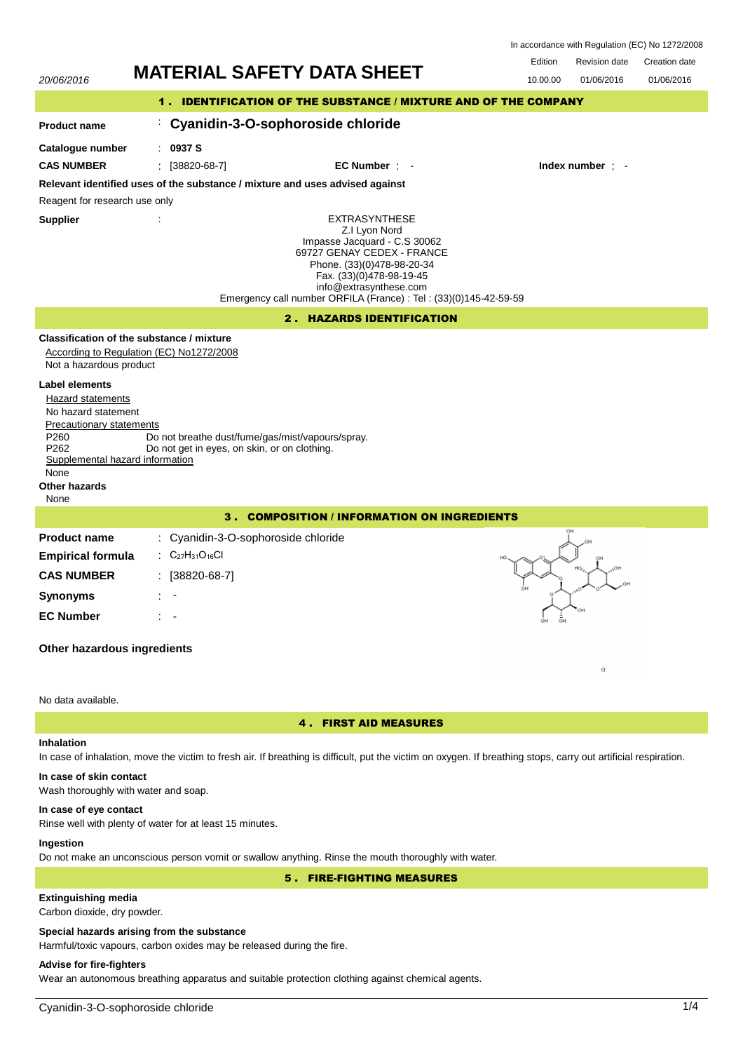In accordance with Regulation (EC) No 1272/2008

| 20/06/2016 | **MATERIAL SAFETY DATA SHEET** | Edition | Revision date | Creation date |
|---|---|---|---|---|
| | | 10.00.00 | 01/06/2016 | 01/06/2016 |

## 1 . IDENTIFICATION OF THE SUBSTANCE / MIXTURE AND OF THE COMPANY

**Product name** : **Cyanidin-3-O-sophoroside chloride**

**Catalogue number** : **0937 S**

**CAS NUMBER** : [38820-68-7] **EC Number** : - **Index number** : -

**Relevant identified uses of the substance / mixture and uses advised against**

Reagent for research use only

**Supplier** :

EXTRASYNTHESE
Z.I Lyon Nord
Impasse Jacquard - C.S 30062
69727 GENAY CEDEX - FRANCE
Phone. (33)(0)478-98-20-34
Fax. (33)(0)478-98-19-45
info@extrasynthese.com
Emergency call number ORFILA (France) : Tel : (33)(0)145-42-59-59

## 2 . HAZARDS IDENTIFICATION

**Classification of the substance / mixture**

According to Regulation (EC) No1272/2008

Not a hazardous product

**Label elements**

Hazard statements

No hazard statement

Precautionary statements

P260 Do not breathe dust/fume/gas/mist/vapours/spray.
P262 Do not get in eyes, on skin, or on clothing.

Supplemental hazard information

None

**Other hazards**

None

## 3 . COMPOSITION / INFORMATION ON INGREDIENTS

**Product name** : Cyanidin-3-O-sophoroside chloride

**Empirical formula** : $C_{27}H_{31}O_{16}Cl$

**CAS NUMBER** : [38820-68-7]

**Synonyms** : -

**EC Number** : -

**Other hazardous ingredients**

No data available.

## 4 . FIRST AID MEASURES

**Inhalation**

In case of inhalation, move the victim to fresh air. If breathing is difficult, put the victim on oxygen. If breathing stops, carry out artificial respiration.

**In case of skin contact**

Wash thoroughly with water and soap.

**In case of eye contact**

Rinse well with plenty of water for at least 15 minutes.

**Ingestion**

Do not make an unconscious person vomit or swallow anything. Rinse the mouth thoroughly with water.

## 5 . FIRE-FIGHTING MEASURES

**Extinguishing media**

Carbon dioxide, dry powder.

**Special hazards arising from the substance**

Harmful/toxic vapours, carbon oxides may be released during the fire.

**Advise for fire-fighters**

Wear an autonomous breathing apparatus and suitable protection clothing against chemical agents.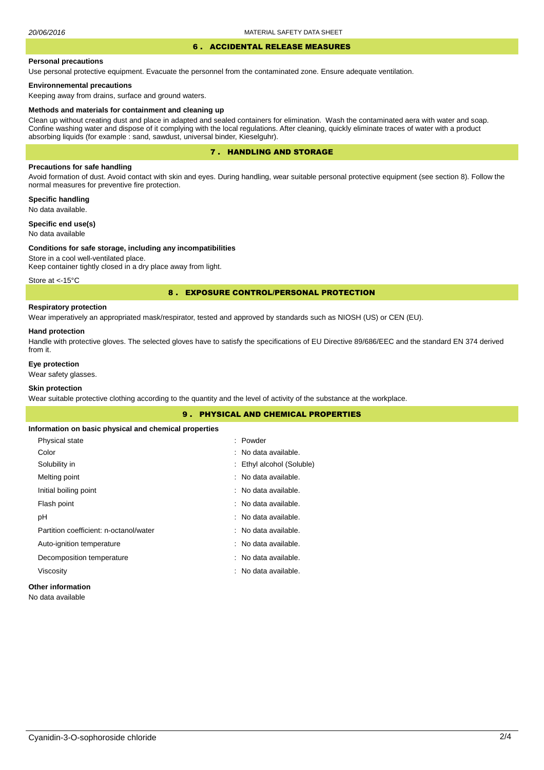## 6 . ACCIDENTAL RELEASE MEASURES

**Personal precautions**

Use personal protective equipment. Evacuate the personnel from the contaminated zone. Ensure adequate ventilation.

**Environnemental precautions**

Keeping away from drains, surface and ground waters.

**Methods and materials for containment and cleaning up**

Clean up without creating dust and place in adapted and sealed containers for elimination. Wash the contaminated aera with water and soap. Confine washing water and dispose of it complying with the local regulations. After cleaning, quickly eliminate traces of water with a product absorbing liquids (for example : sand, sawdust, universal binder, Kieselguhr).

## 7 . HANDLING AND STORAGE

**Precautions for safe handling**

Avoid formation of dust. Avoid contact with skin and eyes. During handling, wear suitable personal protective equipment (see section 8). Follow the normal measures for preventive fire protection.

**Specific handling**

No data available.

**Specific end use(s)**

No data available

**Conditions for safe storage, including any incompatibilities**

Store in a cool well-ventilated place.
Keep container tightly closed in a dry place away from light.

Store at <-15°C

## 8 . EXPOSURE CONTROL/PERSONAL PROTECTION

**Respiratory protection**

Wear imperatively an appropriated mask/respirator, tested and approved by standards such as NIOSH (US) or CEN (EU).

**Hand protection**

Handle with protective gloves. The selected gloves have to satisfy the specifications of EU Directive 89/686/EEC and the standard EN 374 derived from it.

**Eye protection**

Wear safety glasses.

**Skin protection**

Wear suitable protective clothing according to the quantity and the level of activity of the substance at the workplace.

## 9 . PHYSICAL AND CHEMICAL PROPERTIES

**Information on basic physical and chemical properties**

| | |
|---|---|
| Physical state | : Powder |
| Color | : No data available. |
| Solubility in | : Ethyl alcohol (Soluble) |
| Melting point | : No data available. |
| Initial boiling point | : No data available. |
| Flash point | : No data available. |
| pH | : No data available. |
| Partition coefficient: n-octanol/water | : No data available. |
| Auto-ignition temperature | : No data available. |
| Decomposition temperature | : No data available. |
| Viscosity | : No data available. |

**Other information**

No data available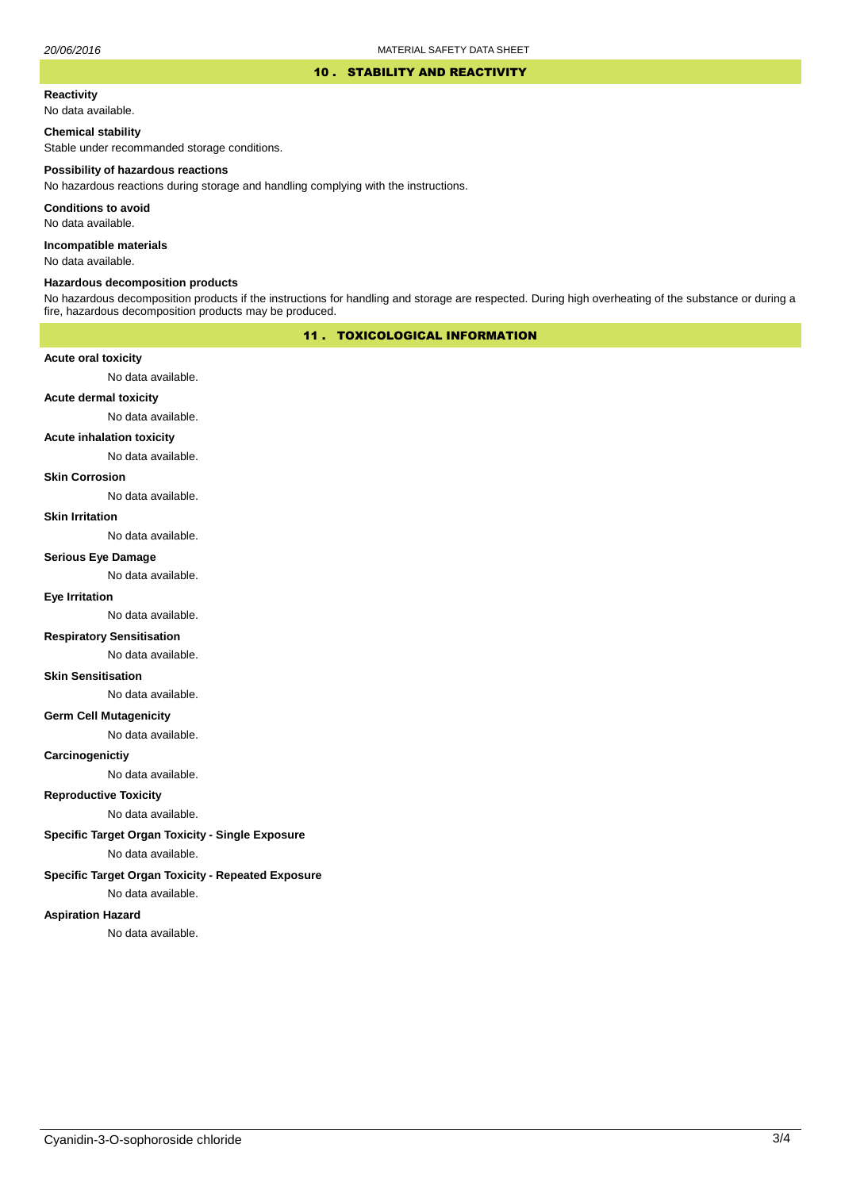## 10 . STABILITY AND REACTIVITY

**Reactivity**

No data available.

**Chemical stability**

Stable under recommanded storage conditions.

**Possibility of hazardous reactions**

No hazardous reactions during storage and handling complying with the instructions.

**Conditions to avoid**

No data available.

**Incompatible materials**

No data available.

**Hazardous decomposition products**

No hazardous decomposition products if the instructions for handling and storage are respected. During high overheating of the substance or during a fire, hazardous decomposition products may be produced.

## 11 . TOXICOLOGICAL INFORMATION

**Acute oral toxicity**

No data available.

**Acute dermal toxicity**

No data available.

**Acute inhalation toxicity**

No data available.

**Skin Corrosion**

No data available.

**Skin Irritation**

No data available.

**Serious Eye Damage**

No data available.

**Eye Irritation**

No data available.

**Respiratory Sensitisation**

No data available.

**Skin Sensitisation**

No data available.

**Germ Cell Mutagenicity**

No data available.

**Carcinogenictiy**

No data available.

**Reproductive Toxicity**

No data available.

**Specific Target Organ Toxicity - Single Exposure**

No data available.

**Specific Target Organ Toxicity - Repeated Exposure**

No data available.

**Aspiration Hazard**

No data available.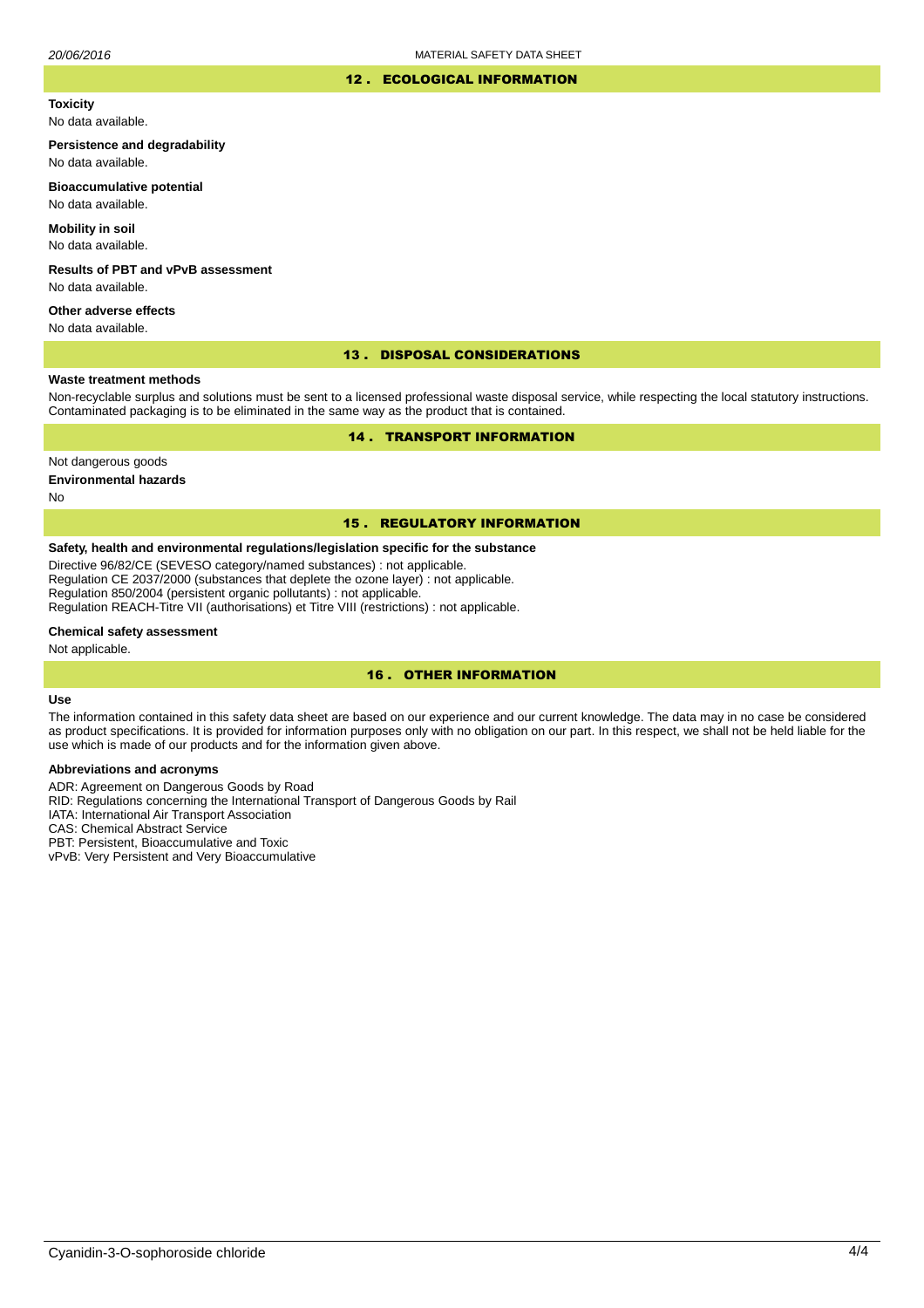## 12 . ECOLOGICAL INFORMATION

**Toxicity**

No data available.

**Persistence and degradability**

No data available.

**Bioaccumulative potential**

No data available.

**Mobility in soil**

No data available.

**Results of PBT and vPvB assessment**

No data available.

**Other adverse effects**

No data available.

## 13 . DISPOSAL CONSIDERATIONS

**Waste treatment methods**

Non-recyclable surplus and solutions must be sent to a licensed professional waste disposal service, while respecting the local statutory instructions. Contaminated packaging is to be eliminated in the same way as the product that is contained.

## 14 . TRANSPORT INFORMATION

Not dangerous goods

**Environmental hazards**

No

## 15 . REGULATORY INFORMATION

**Safety, health and environmental regulations/legislation specific for the substance**

Directive 96/82/CE (SEVESO category/named substances) : not applicable.
Regulation CE 2037/2000 (substances that deplete the ozone layer) : not applicable.
Regulation 850/2004 (persistent organic pollutants) : not applicable.
Regulation REACH-Titre VII (authorisations) et Titre VIII (restrictions) : not applicable.

**Chemical safety assessment**

Not applicable.

## 16 . OTHER INFORMATION

**Use**

The information contained in this safety data sheet are based on our experience and our current knowledge. The data may in no case be considered as product specifications. It is provided for information purposes only with no obligation on our part. In this respect, we shall not be held liable for the use which is made of our products and for the information given above.

**Abbreviations and acronyms**

ADR: Agreement on Dangerous Goods by Road
RID: Regulations concerning the International Transport of Dangerous Goods by Rail
IATA: International Air Transport Association
CAS: Chemical Abstract Service
PBT: Persistent, Bioaccumulative and Toxic
vPvB: Very Persistent and Very Bioaccumulative